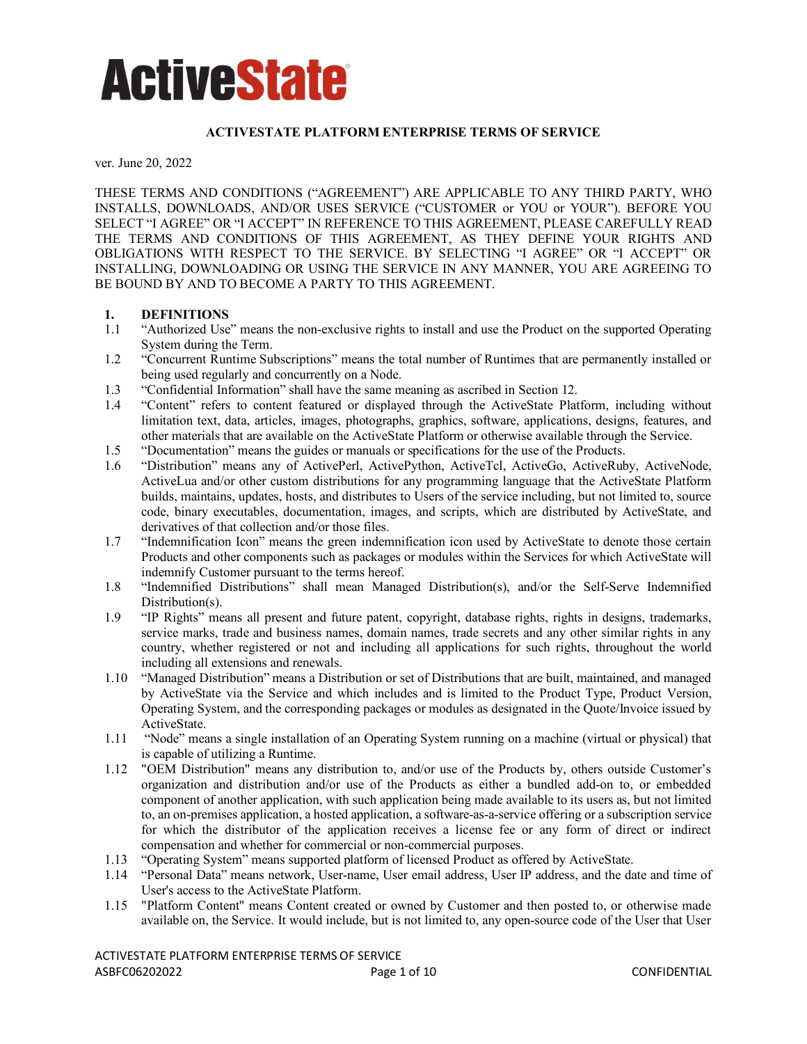ActiveState

# ACTIVESTATE PLATFORM ENTERPRISE TERMS OF SERVICE

ver. June 20, 2022

THESE TERMS AND CONDITIONS ("AGREEMENT") ARE APPLICABLE TO ANY THIRD PARTY, WHO INSTALLS, DOWNLOADS, AND/OR USES SERVICE ("CUSTOMER or YOU or YOUR"). BEFORE YOU SELECT "I AGREE" OR "I ACCEPT" IN REFERENCE TO THIS AGREEMENT, PLEASE CAREFULLY READ THE TERMS AND CONDITIONS OF THIS AGREEMENT, AS THEY DEFINE YOUR RIGHTS AND OBLIGATIONS WITH RESPECT TO THE SERVICE. BY SELECTING "I AGREE" OR "I ACCEPT" OR INSTALLING, DOWNLOADING OR USING THE SERVICE IN ANY MANNER, YOU ARE AGREEING TO BE BOUND BY AND TO BECOME A PARTY TO THIS AGREEMENT.

## 1. DEFINITIONS

1.1 "Authorized Use" means the non-exclusive rights to install and use the Product on the supported Operating System during the Term.

1.2 "Concurrent Runtime Subscriptions" means the total number of Runtimes that are permanently installed or being used regularly and concurrently on a Node.

1.3 "Confidential Information" shall have the same meaning as ascribed in Section 12.

1.4 "Content" refers to content featured or displayed through the ActiveState Platform, including without limitation text, data, articles, images, photographs, graphics, software, applications, designs, features, and other materials that are available on the ActiveState Platform or otherwise available through the Service.

1.5 "Documentation" means the guides or manuals or specifications for the use of the Products.

1.6 "Distribution" means any of ActivePerl, ActivePython, ActiveTcl, ActiveGo, ActiveRuby, ActiveNode, ActiveLua and/or other custom distributions for any programming language that the ActiveState Platform builds, maintains, updates, hosts, and distributes to Users of the service including, but not limited to, source code, binary executables, documentation, images, and scripts, which are distributed by ActiveState, and derivatives of that collection and/or those files.

1.7 "Indemnification Icon" means the green indemnification icon used by ActiveState to denote those certain Products and other components such as packages or modules within the Services for which ActiveState will indemnify Customer pursuant to the terms hereof.

1.8 "Indemnified Distributions" shall mean Managed Distribution(s), and/or the Self-Serve Indemnified Distribution(s).

1.9 "IP Rights" means all present and future patent, copyright, database rights, rights in designs, trademarks, service marks, trade and business names, domain names, trade secrets and any other similar rights in any country, whether registered or not and including all applications for such rights, throughout the world including all extensions and renewals.

1.10 "Managed Distribution" means a Distribution or set of Distributions that are built, maintained, and managed by ActiveState via the Service and which includes and is limited to the Product Type, Product Version, Operating System, and the corresponding packages or modules as designated in the Quote/Invoice issued by ActiveState.

1.11 "Node" means a single installation of an Operating System running on a machine (virtual or physical) that is capable of utilizing a Runtime.

1.12 "OEM Distribution" means any distribution to, and/or use of the Products by, others outside Customer's organization and distribution and/or use of the Products as either a bundled add-on to, or embedded component of another application, with such application being made available to its users as, but not limited to, an on-premises application, a hosted application, a software-as-a-service offering or a subscription service for which the distributor of the application receives a license fee or any form of direct or indirect compensation and whether for commercial or non-commercial purposes.

1.13 "Operating System" means supported platform of licensed Product as offered by ActiveState.

1.14 "Personal Data" means network, User-name, User email address, User IP address, and the date and time of User's access to the ActiveState Platform.

1.15 "Platform Content" means Content created or owned by Customer and then posted to, or otherwise made available on, the Service. It would include, but is not limited to, any open-source code of the User that User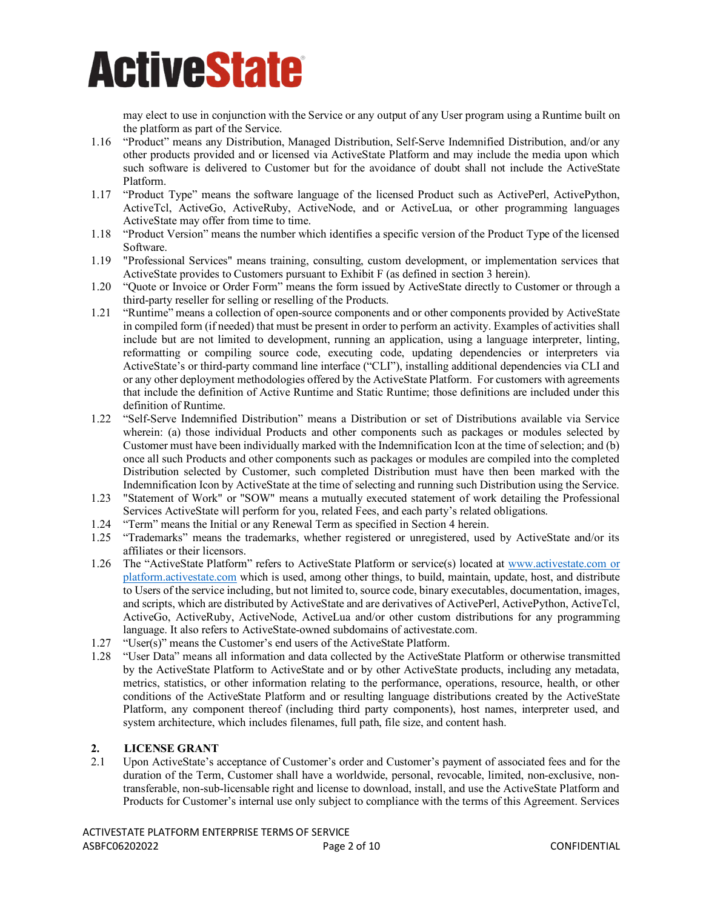may elect to use in conjunction with the Service or any output of any User program using a Runtime built on the platform as part of the Service.

1.16 "Product" means any Distribution, Managed Distribution, Self-Serve Indemnified Distribution, and/or any other products provided and or licensed via ActiveState Platform and may include the media upon which such software is delivered to Customer but for the avoidance of doubt shall not include the ActiveState Platform.

1.17 "Product Type" means the software language of the licensed Product such as ActivePerl, ActivePython, ActiveTcl, ActiveGo, ActiveRuby, ActiveNode, and or ActiveLua, or other programming languages ActiveState may offer from time to time.

1.18 "Product Version" means the number which identifies a specific version of the Product Type of the licensed Software.

1.19 "Professional Services" means training, consulting, custom development, or implementation services that ActiveState provides to Customers pursuant to Exhibit F (as defined in section 3 herein).

1.20 "Quote or Invoice or Order Form" means the form issued by ActiveState directly to Customer or through a third-party reseller for selling or reselling of the Products.

1.21 "Runtime" means a collection of open-source components and or other components provided by ActiveState in compiled form (if needed) that must be present in order to perform an activity. Examples of activities shall include but are not limited to development, running an application, using a language interpreter, linting, reformatting or compiling source code, executing code, updating dependencies or interpreters via ActiveState's or third-party command line interface ("CLI"), installing additional dependencies via CLI and or any other deployment methodologies offered by the ActiveState Platform. For customers with agreements that include the definition of Active Runtime and Static Runtime; those definitions are included under this definition of Runtime.

1.22 "Self-Serve Indemnified Distribution" means a Distribution or set of Distributions available via Service wherein: (a) those individual Products and other components such as packages or modules selected by Customer must have been individually marked with the Indemnification Icon at the time of selection; and (b) once all such Products and other components such as packages or modules are compiled into the completed Distribution selected by Customer, such completed Distribution must have then been marked with the Indemnification Icon by ActiveState at the time of selecting and running such Distribution using the Service.

1.23 "Statement of Work" or "SOW" means a mutually executed statement of work detailing the Professional Services ActiveState will perform for you, related Fees, and each party's related obligations.

1.24 "Term" means the Initial or any Renewal Term as specified in Section 4 herein.

1.25 "Trademarks" means the trademarks, whether registered or unregistered, used by ActiveState and/or its affiliates or their licensors.

1.26 The "ActiveState Platform" refers to ActiveState Platform or service(s) located at www.activestate.com or platform.activestate.com which is used, among other things, to build, maintain, update, host, and distribute to Users of the service including, but not limited to, source code, binary executables, documentation, images, and scripts, which are distributed by ActiveState and are derivatives of ActivePerl, ActivePython, ActiveTcl, ActiveGo, ActiveRuby, ActiveNode, ActiveLua and/or other custom distributions for any programming language. It also refers to ActiveState-owned subdomains of activestate.com.

1.27 "User(s)" means the Customer's end users of the ActiveState Platform.

1.28 "User Data" means all information and data collected by the ActiveState Platform or otherwise transmitted by the ActiveState Platform to ActiveState and or by other ActiveState products, including any metadata, metrics, statistics, or other information relating to the performance, operations, resource, health, or other conditions of the ActiveState Platform and or resulting language distributions created by the ActiveState Platform, any component thereof (including third party components), host names, interpreter used, and system architecture, which includes filenames, full path, file size, and content hash.

## 2. LICENSE GRANT

2.1 Upon ActiveState's acceptance of Customer's order and Customer's payment of associated fees and for the duration of the Term, Customer shall have a worldwide, personal, revocable, limited, non-exclusive, non-transferable, non-sub-licensable right and license to download, install, and use the ActiveState Platform and Products for Customer's internal use only subject to compliance with the terms of this Agreement. Services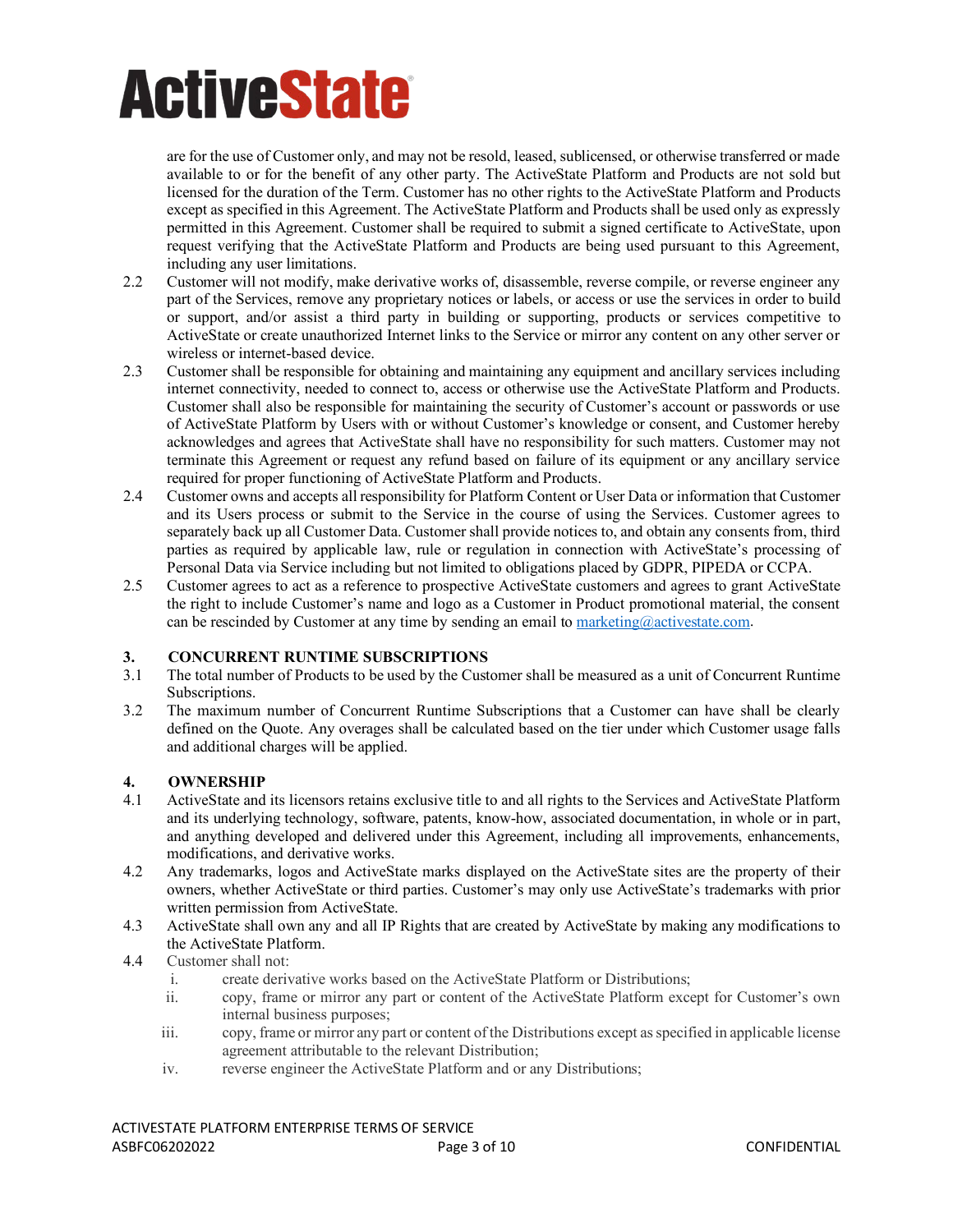are for the use of Customer only, and may not be resold, leased, sublicensed, or otherwise transferred or made available to or for the benefit of any other party. The ActiveState Platform and Products are not sold but licensed for the duration of the Term. Customer has no other rights to the ActiveState Platform and Products except as specified in this Agreement. The ActiveState Platform and Products shall be used only as expressly permitted in this Agreement. Customer shall be required to submit a signed certificate to ActiveState, upon request verifying that the ActiveState Platform and Products are being used pursuant to this Agreement, including any user limitations.

2.2 Customer will not modify, make derivative works of, disassemble, reverse compile, or reverse engineer any part of the Services, remove any proprietary notices or labels, or access or use the services in order to build or support, and/or assist a third party in building or supporting, products or services competitive to ActiveState or create unauthorized Internet links to the Service or mirror any content on any other server or wireless or internet-based device.

2.3 Customer shall be responsible for obtaining and maintaining any equipment and ancillary services including internet connectivity, needed to connect to, access or otherwise use the ActiveState Platform and Products. Customer shall also be responsible for maintaining the security of Customer's account or passwords or use of ActiveState Platform by Users with or without Customer's knowledge or consent, and Customer hereby acknowledges and agrees that ActiveState shall have no responsibility for such matters. Customer may not terminate this Agreement or request any refund based on failure of its equipment or any ancillary service required for proper functioning of ActiveState Platform and Products.

2.4 Customer owns and accepts all responsibility for Platform Content or User Data or information that Customer and its Users process or submit to the Service in the course of using the Services. Customer agrees to separately back up all Customer Data. Customer shall provide notices to, and obtain any consents from, third parties as required by applicable law, rule or regulation in connection with ActiveState's processing of Personal Data via Service including but not limited to obligations placed by GDPR, PIPEDA or CCPA.

2.5 Customer agrees to act as a reference to prospective ActiveState customers and agrees to grant ActiveState the right to include Customer's name and logo as a Customer in Product promotional material, the consent can be rescinded by Customer at any time by sending an email to marketing@activestate.com.

## 3. CONCURRENT RUNTIME SUBSCRIPTIONS

3.1 The total number of Products to be used by the Customer shall be measured as a unit of Concurrent Runtime Subscriptions.

3.2 The maximum number of Concurrent Runtime Subscriptions that a Customer can have shall be clearly defined on the Quote. Any overages shall be calculated based on the tier under which Customer usage falls and additional charges will be applied.

## 4. OWNERSHIP

4.1 ActiveState and its licensors retains exclusive title to and all rights to the Services and ActiveState Platform and its underlying technology, software, patents, know-how, associated documentation, in whole or in part, and anything developed and delivered under this Agreement, including all improvements, enhancements, modifications, and derivative works.

4.2 Any trademarks, logos and ActiveState marks displayed on the ActiveState sites are the property of their owners, whether ActiveState or third parties. Customer's may only use ActiveState's trademarks with prior written permission from ActiveState.

4.3 ActiveState shall own any and all IP Rights that are created by ActiveState by making any modifications to the ActiveState Platform.

4.4 Customer shall not:

i. create derivative works based on the ActiveState Platform or Distributions;

ii. copy, frame or mirror any part or content of the ActiveState Platform except for Customer's own internal business purposes;

iii. copy, frame or mirror any part or content of the Distributions except as specified in applicable license agreement attributable to the relevant Distribution;

iv. reverse engineer the ActiveState Platform and or any Distributions;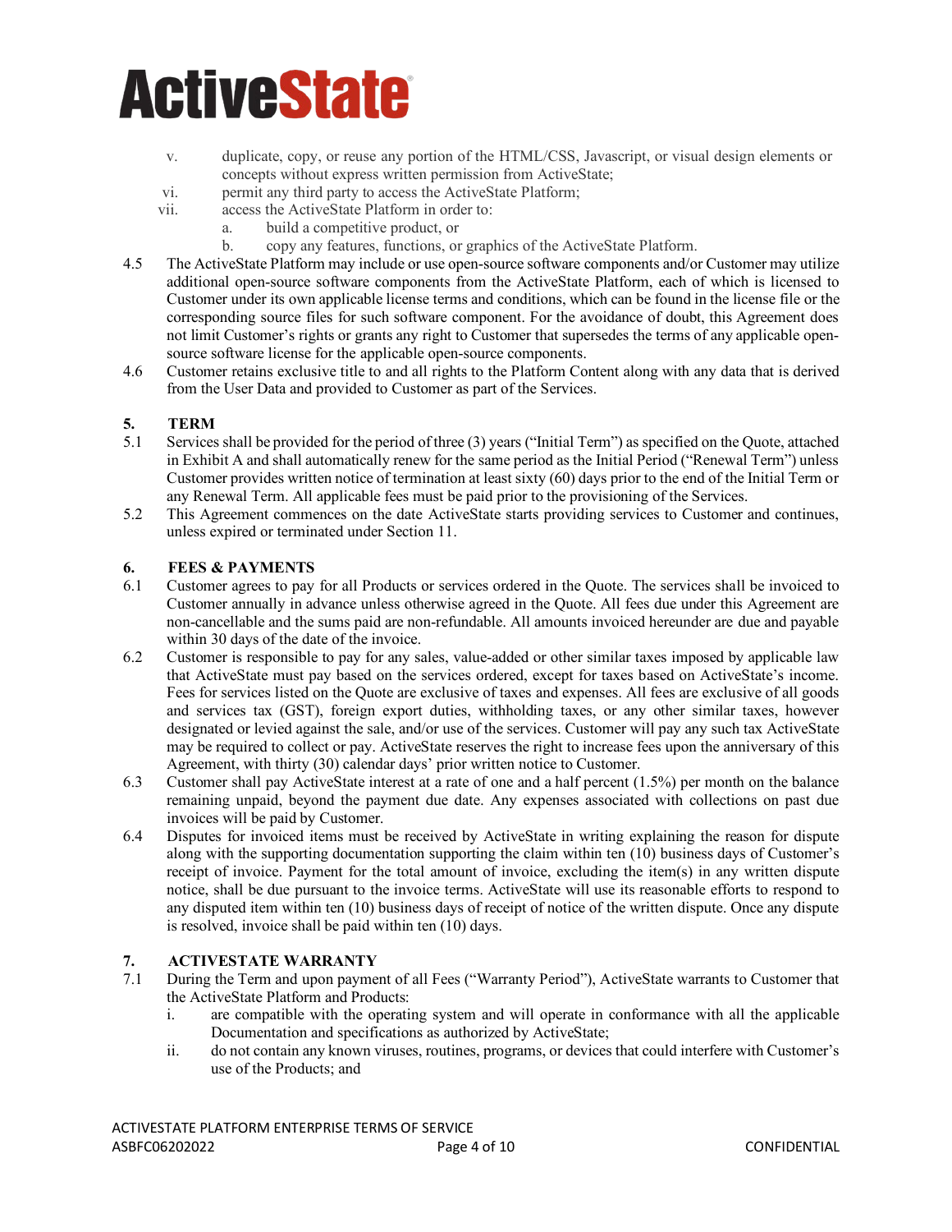v. duplicate, copy, or reuse any portion of the HTML/CSS, Javascript, or visual design elements or concepts without express written permission from ActiveState;

vi. permit any third party to access the ActiveState Platform;

vii. access the ActiveState Platform in order to:

   a. build a competitive product, or

   b. copy any features, functions, or graphics of the ActiveState Platform.

4.5 The ActiveState Platform may include or use open-source software components and/or Customer may utilize additional open-source software components from the ActiveState Platform, each of which is licensed to Customer under its own applicable license terms and conditions, which can be found in the license file or the corresponding source files for such software component. For the avoidance of doubt, this Agreement does not limit Customer's rights or grants any right to Customer that supersedes the terms of any applicable open-source software license for the applicable open-source components.

4.6 Customer retains exclusive title to and all rights to the Platform Content along with any data that is derived from the User Data and provided to Customer as part of the Services.

## 5. TERM

5.1 Services shall be provided for the period of three (3) years ("Initial Term") as specified on the Quote, attached in Exhibit A and shall automatically renew for the same period as the Initial Period ("Renewal Term") unless Customer provides written notice of termination at least sixty (60) days prior to the end of the Initial Term or any Renewal Term. All applicable fees must be paid prior to the provisioning of the Services.

5.2 This Agreement commences on the date ActiveState starts providing services to Customer and continues, unless expired or terminated under Section 11.

## 6. FEES & PAYMENTS

6.1 Customer agrees to pay for all Products or services ordered in the Quote. The services shall be invoiced to Customer annually in advance unless otherwise agreed in the Quote. All fees due under this Agreement are non-cancellable and the sums paid are non-refundable. All amounts invoiced hereunder are due and payable within 30 days of the date of the invoice.

6.2 Customer is responsible to pay for any sales, value-added or other similar taxes imposed by applicable law that ActiveState must pay based on the services ordered, except for taxes based on ActiveState's income. Fees for services listed on the Quote are exclusive of taxes and expenses. All fees are exclusive of all goods and services tax (GST), foreign export duties, withholding taxes, or any other similar taxes, however designated or levied against the sale, and/or use of the services. Customer will pay any such tax ActiveState may be required to collect or pay. ActiveState reserves the right to increase fees upon the anniversary of this Agreement, with thirty (30) calendar days' prior written notice to Customer.

6.3 Customer shall pay ActiveState interest at a rate of one and a half percent (1.5%) per month on the balance remaining unpaid, beyond the payment due date. Any expenses associated with collections on past due invoices will be paid by Customer.

6.4 Disputes for invoiced items must be received by ActiveState in writing explaining the reason for dispute along with the supporting documentation supporting the claim within ten (10) business days of Customer's receipt of invoice. Payment for the total amount of invoice, excluding the item(s) in any written dispute notice, shall be due pursuant to the invoice terms. ActiveState will use its reasonable efforts to respond to any disputed item within ten (10) business days of receipt of notice of the written dispute. Once any dispute is resolved, invoice shall be paid within ten (10) days.

## 7. ACTIVESTATE WARRANTY

7.1 During the Term and upon payment of all Fees ("Warranty Period"), ActiveState warrants to Customer that the ActiveState Platform and Products:

i. are compatible with the operating system and will operate in conformance with all the applicable Documentation and specifications as authorized by ActiveState;

ii. do not contain any known viruses, routines, programs, or devices that could interfere with Customer's use of the Products; and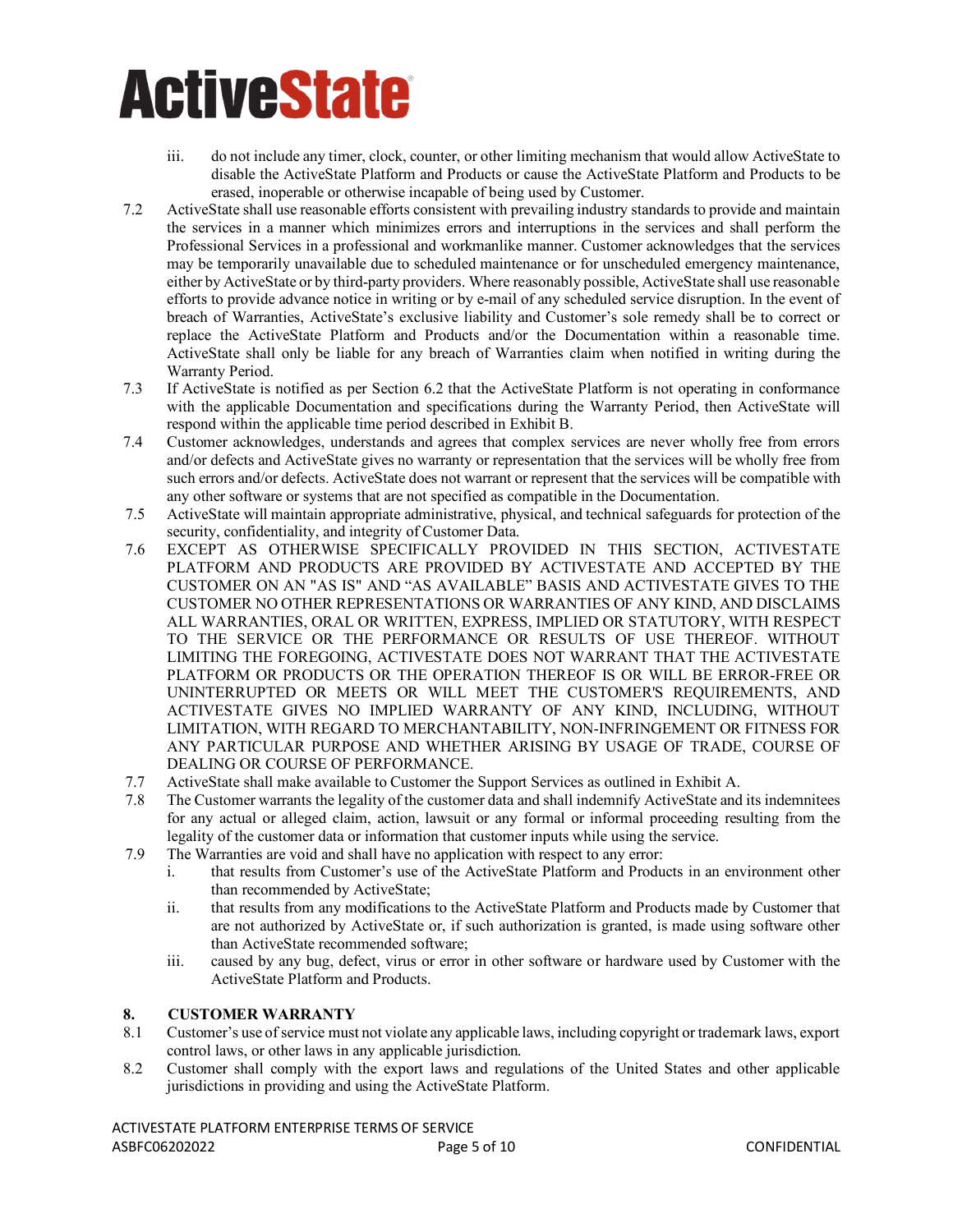iii. do not include any timer, clock, counter, or other limiting mechanism that would allow ActiveState to disable the ActiveState Platform and Products or cause the ActiveState Platform and Products to be erased, inoperable or otherwise incapable of being used by Customer.

7.2 ActiveState shall use reasonable efforts consistent with prevailing industry standards to provide and maintain the services in a manner which minimizes errors and interruptions in the services and shall perform the Professional Services in a professional and workmanlike manner. Customer acknowledges that the services may be temporarily unavailable due to scheduled maintenance or for unscheduled emergency maintenance, either by ActiveState or by third-party providers. Where reasonably possible, ActiveState shall use reasonable efforts to provide advance notice in writing or by e-mail of any scheduled service disruption. In the event of breach of Warranties, ActiveState's exclusive liability and Customer's sole remedy shall be to correct or replace the ActiveState Platform and Products and/or the Documentation within a reasonable time. ActiveState shall only be liable for any breach of Warranties claim when notified in writing during the Warranty Period.

7.3 If ActiveState is notified as per Section 6.2 that the ActiveState Platform is not operating in conformance with the applicable Documentation and specifications during the Warranty Period, then ActiveState will respond within the applicable time period described in Exhibit B.

7.4 Customer acknowledges, understands and agrees that complex services are never wholly free from errors and/or defects and ActiveState gives no warranty or representation that the services will be wholly free from such errors and/or defects. ActiveState does not warrant or represent that the services will be compatible with any other software or systems that are not specified as compatible in the Documentation.

7.5 ActiveState will maintain appropriate administrative, physical, and technical safeguards for protection of the security, confidentiality, and integrity of Customer Data.

7.6 EXCEPT AS OTHERWISE SPECIFICALLY PROVIDED IN THIS SECTION, ACTIVESTATE PLATFORM AND PRODUCTS ARE PROVIDED BY ACTIVESTATE AND ACCEPTED BY THE CUSTOMER ON AN "AS IS" AND "AS AVAILABLE" BASIS AND ACTIVESTATE GIVES TO THE CUSTOMER NO OTHER REPRESENTATIONS OR WARRANTIES OF ANY KIND, AND DISCLAIMS ALL WARRANTIES, ORAL OR WRITTEN, EXPRESS, IMPLIED OR STATUTORY, WITH RESPECT TO THE SERVICE OR THE PERFORMANCE OR RESULTS OF USE THEREOF. WITHOUT LIMITING THE FOREGOING, ACTIVESTATE DOES NOT WARRANT THAT THE ACTIVESTATE PLATFORM OR PRODUCTS OR THE OPERATION THEREOF IS OR WILL BE ERROR-FREE OR UNINTERRUPTED OR MEETS OR WILL MEET THE CUSTOMER'S REQUIREMENTS, AND ACTIVESTATE GIVES NO IMPLIED WARRANTY OF ANY KIND, INCLUDING, WITHOUT LIMITATION, WITH REGARD TO MERCHANTABILITY, NON-INFRINGEMENT OR FITNESS FOR ANY PARTICULAR PURPOSE AND WHETHER ARISING BY USAGE OF TRADE, COURSE OF DEALING OR COURSE OF PERFORMANCE.

7.7 ActiveState shall make available to Customer the Support Services as outlined in Exhibit A.

7.8 The Customer warrants the legality of the customer data and shall indemnify ActiveState and its indemnitees for any actual or alleged claim, action, lawsuit or any formal or informal proceeding resulting from the legality of the customer data or information that customer inputs while using the service.

7.9 The Warranties are void and shall have no application with respect to any error:

i. that results from Customer's use of the ActiveState Platform and Products in an environment other than recommended by ActiveState;

ii. that results from any modifications to the ActiveState Platform and Products made by Customer that are not authorized by ActiveState or, if such authorization is granted, is made using software other than ActiveState recommended software;

iii. caused by any bug, defect, virus or error in other software or hardware used by Customer with the ActiveState Platform and Products.

## 8. CUSTOMER WARRANTY

8.1 Customer's use of service must not violate any applicable laws, including copyright or trademark laws, export control laws, or other laws in any applicable jurisdiction.

8.2 Customer shall comply with the export laws and regulations of the United States and other applicable jurisdictions in providing and using the ActiveState Platform.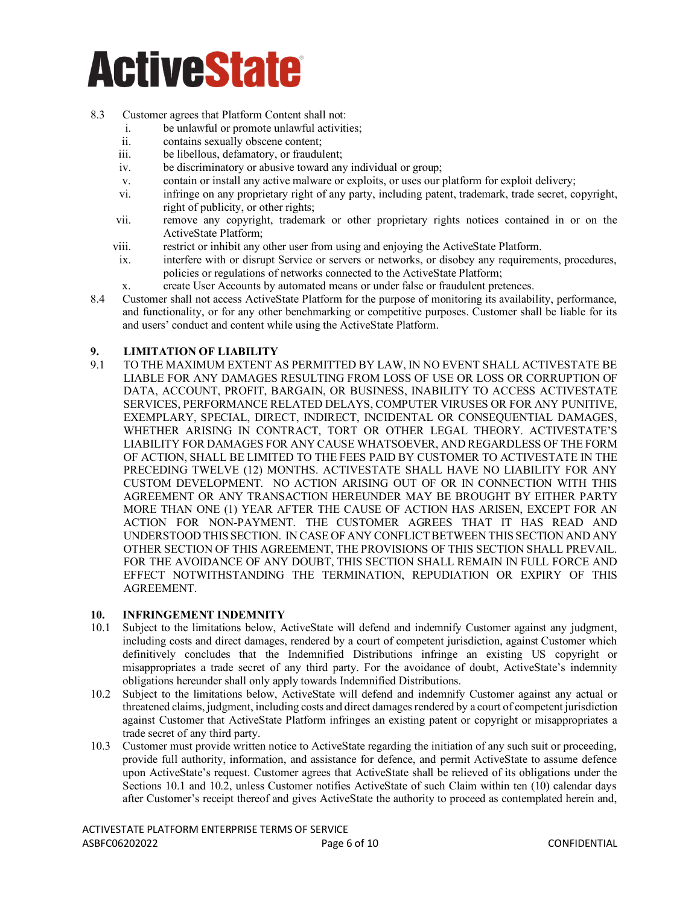8.3 Customer agrees that Platform Content shall not:

i. be unlawful or promote unlawful activities;
ii. contains sexually obscene content;
iii. be libellous, defamatory, or fraudulent;
iv. be discriminatory or abusive toward any individual or group;
v. contain or install any active malware or exploits, or uses our platform for exploit delivery;
vi. infringe on any proprietary right of any party, including patent, trademark, trade secret, copyright, right of publicity, or other rights;
vii. remove any copyright, trademark or other proprietary rights notices contained in or on the ActiveState Platform;
viii. restrict or inhibit any other user from using and enjoying the ActiveState Platform.
ix. interfere with or disrupt Service or servers or networks, or disobey any requirements, procedures, policies or regulations of networks connected to the ActiveState Platform;
x. create User Accounts by automated means or under false or fraudulent pretences.

8.4 Customer shall not access ActiveState Platform for the purpose of monitoring its availability, performance, and functionality, or for any other benchmarking or competitive purposes. Customer shall be liable for its and users' conduct and content while using the ActiveState Platform.

## 9. LIMITATION OF LIABILITY

9.1 TO THE MAXIMUM EXTENT AS PERMITTED BY LAW, IN NO EVENT SHALL ACTIVESTATE BE LIABLE FOR ANY DAMAGES RESULTING FROM LOSS OF USE OR LOSS OR CORRUPTION OF DATA, ACCOUNT, PROFIT, BARGAIN, OR BUSINESS, INABILITY TO ACCESS ACTIVESTATE SERVICES, PERFORMANCE RELATED DELAYS, COMPUTER VIRUSES OR FOR ANY PUNITIVE, EXEMPLARY, SPECIAL, DIRECT, INDIRECT, INCIDENTAL OR CONSEQUENTIAL DAMAGES, WHETHER ARISING IN CONTRACT, TORT OR OTHER LEGAL THEORY. ACTIVESTATE'S LIABILITY FOR DAMAGES FOR ANY CAUSE WHATSOEVER, AND REGARDLESS OF THE FORM OF ACTION, SHALL BE LIMITED TO THE FEES PAID BY CUSTOMER TO ACTIVESTATE IN THE PRECEDING TWELVE (12) MONTHS. ACTIVESTATE SHALL HAVE NO LIABILITY FOR ANY CUSTOM DEVELOPMENT. NO ACTION ARISING OUT OF OR IN CONNECTION WITH THIS AGREEMENT OR ANY TRANSACTION HEREUNDER MAY BE BROUGHT BY EITHER PARTY MORE THAN ONE (1) YEAR AFTER THE CAUSE OF ACTION HAS ARISEN, EXCEPT FOR AN ACTION FOR NON-PAYMENT. THE CUSTOMER AGREES THAT IT HAS READ AND UNDERSTOOD THIS SECTION. IN CASE OF ANY CONFLICT BETWEEN THIS SECTION AND ANY OTHER SECTION OF THIS AGREEMENT, THE PROVISIONS OF THIS SECTION SHALL PREVAIL. FOR THE AVOIDANCE OF ANY DOUBT, THIS SECTION SHALL REMAIN IN FULL FORCE AND EFFECT NOTWITHSTANDING THE TERMINATION, REPUDIATION OR EXPIRY OF THIS AGREEMENT.

## 10. INFRINGEMENT INDEMNITY

10.1 Subject to the limitations below, ActiveState will defend and indemnify Customer against any judgment, including costs and direct damages, rendered by a court of competent jurisdiction, against Customer which definitively concludes that the Indemnified Distributions infringe an existing US copyright or misappropriates a trade secret of any third party. For the avoidance of doubt, ActiveState's indemnity obligations hereunder shall only apply towards Indemnified Distributions.

10.2 Subject to the limitations below, ActiveState will defend and indemnify Customer against any actual or threatened claims, judgment, including costs and direct damages rendered by a court of competent jurisdiction against Customer that ActiveState Platform infringes an existing patent or copyright or misappropriates a trade secret of any third party.

10.3 Customer must provide written notice to ActiveState regarding the initiation of any such suit or proceeding, provide full authority, information, and assistance for defence, and permit ActiveState to assume defence upon ActiveState's request. Customer agrees that ActiveState shall be relieved of its obligations under the Sections 10.1 and 10.2, unless Customer notifies ActiveState of such Claim within ten (10) calendar days after Customer's receipt thereof and gives ActiveState the authority to proceed as contemplated herein and,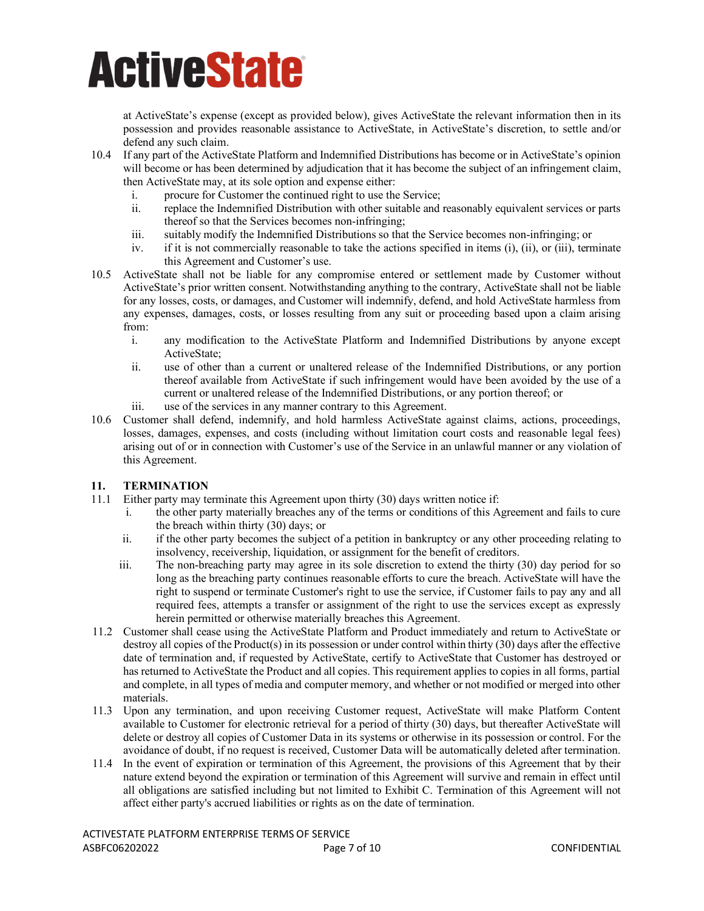at ActiveState's expense (except as provided below), gives ActiveState the relevant information then in its possession and provides reasonable assistance to ActiveState, in ActiveState's discretion, to settle and/or defend any such claim.

10.4 If any part of the ActiveState Platform and Indemnified Distributions has become or in ActiveState's opinion will become or has been determined by adjudication that it has become the subject of an infringement claim, then ActiveState may, at its sole option and expense either:

i. procure for Customer the continued right to use the Service;

ii. replace the Indemnified Distribution with other suitable and reasonably equivalent services or parts thereof so that the Services becomes non-infringing;

iii. suitably modify the Indemnified Distributions so that the Service becomes non-infringing; or

iv. if it is not commercially reasonable to take the actions specified in items (i), (ii), or (iii), terminate this Agreement and Customer's use.

10.5 ActiveState shall not be liable for any compromise entered or settlement made by Customer without ActiveState's prior written consent. Notwithstanding anything to the contrary, ActiveState shall not be liable for any losses, costs, or damages, and Customer will indemnify, defend, and hold ActiveState harmless from any expenses, damages, costs, or losses resulting from any suit or proceeding based upon a claim arising from:

i. any modification to the ActiveState Platform and Indemnified Distributions by anyone except ActiveState;

ii. use of other than a current or unaltered release of the Indemnified Distributions, or any portion thereof available from ActiveState if such infringement would have been avoided by the use of a current or unaltered release of the Indemnified Distributions, or any portion thereof; or

iii. use of the services in any manner contrary to this Agreement.

10.6 Customer shall defend, indemnify, and hold harmless ActiveState against claims, actions, proceedings, losses, damages, expenses, and costs (including without limitation court costs and reasonable legal fees) arising out of or in connection with Customer's use of the Service in an unlawful manner or any violation of this Agreement.

## 11. TERMINATION

11.1 Either party may terminate this Agreement upon thirty (30) days written notice if:

i. the other party materially breaches any of the terms or conditions of this Agreement and fails to cure the breach within thirty (30) days; or

ii. if the other party becomes the subject of a petition in bankruptcy or any other proceeding relating to insolvency, receivership, liquidation, or assignment for the benefit of creditors.

iii. The non-breaching party may agree in its sole discretion to extend the thirty (30) day period for so long as the breaching party continues reasonable efforts to cure the breach. ActiveState will have the right to suspend or terminate Customer's right to use the service, if Customer fails to pay any and all required fees, attempts a transfer or assignment of the right to use the services except as expressly herein permitted or otherwise materially breaches this Agreement.

11.2 Customer shall cease using the ActiveState Platform and Product immediately and return to ActiveState or destroy all copies of the Product(s) in its possession or under control within thirty (30) days after the effective date of termination and, if requested by ActiveState, certify to ActiveState that Customer has destroyed or has returned to ActiveState the Product and all copies. This requirement applies to copies in all forms, partial and complete, in all types of media and computer memory, and whether or not modified or merged into other materials.

11.3 Upon any termination, and upon receiving Customer request, ActiveState will make Platform Content available to Customer for electronic retrieval for a period of thirty (30) days, but thereafter ActiveState will delete or destroy all copies of Customer Data in its systems or otherwise in its possession or control. For the avoidance of doubt, if no request is received, Customer Data will be automatically deleted after termination.

11.4 In the event of expiration or termination of this Agreement, the provisions of this Agreement that by their nature extend beyond the expiration or termination of this Agreement will survive and remain in effect until all obligations are satisfied including but not limited to Exhibit C. Termination of this Agreement will not affect either party's accrued liabilities or rights as on the date of termination.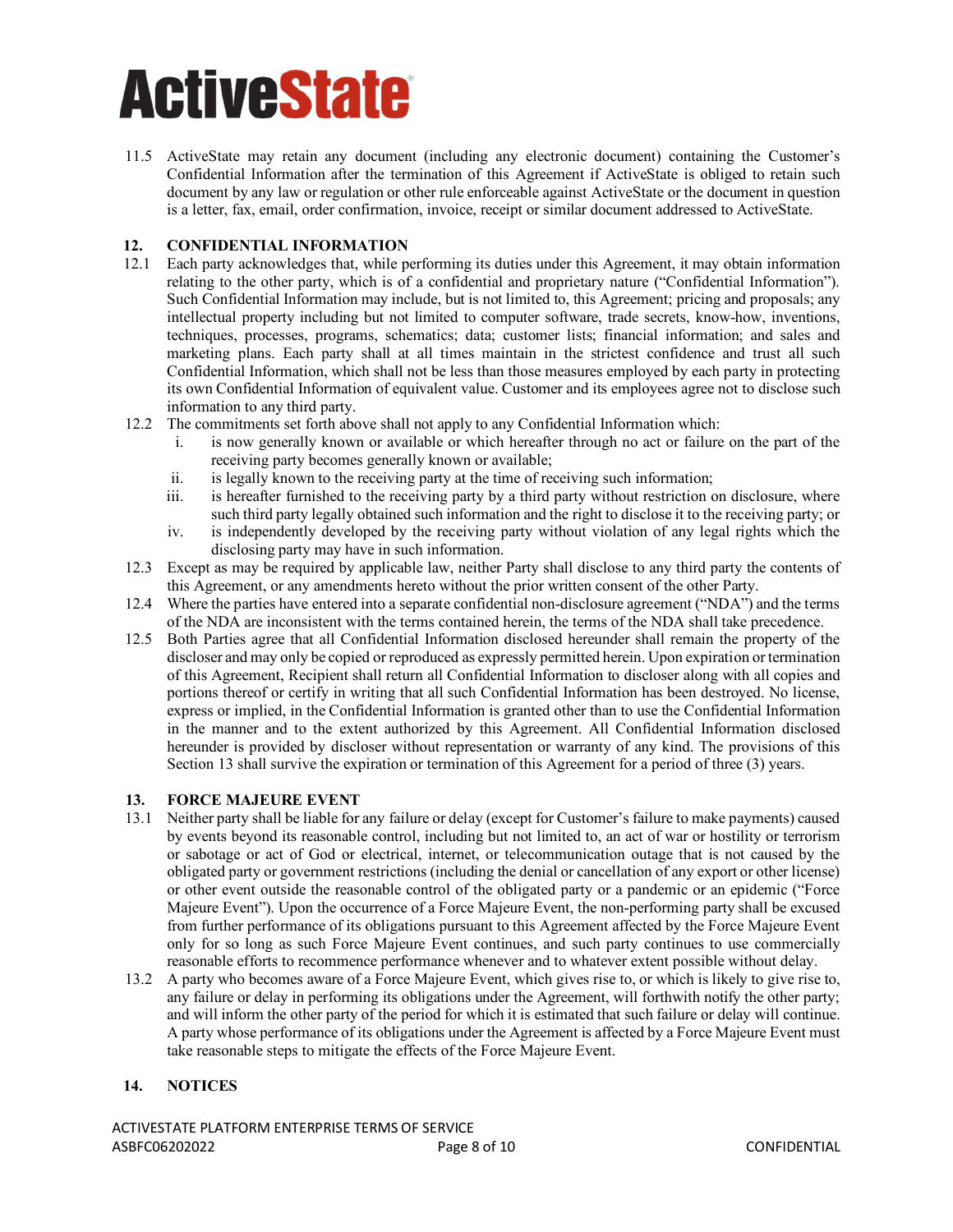11.5 ActiveState may retain any document (including any electronic document) containing the Customer's Confidential Information after the termination of this Agreement if ActiveState is obliged to retain such document by any law or regulation or other rule enforceable against ActiveState or the document in question is a letter, fax, email, order confirmation, invoice, receipt or similar document addressed to ActiveState.

## 12. CONFIDENTIAL INFORMATION

12.1 Each party acknowledges that, while performing its duties under this Agreement, it may obtain information relating to the other party, which is of a confidential and proprietary nature ("Confidential Information"). Such Confidential Information may include, but is not limited to, this Agreement; pricing and proposals; any intellectual property including but not limited to computer software, trade secrets, know-how, inventions, techniques, processes, programs, schematics; data; customer lists; financial information; and sales and marketing plans. Each party shall at all times maintain in the strictest confidence and trust all such Confidential Information, which shall not be less than those measures employed by each party in protecting its own Confidential Information of equivalent value. Customer and its employees agree not to disclose such information to any third party.

12.2 The commitments set forth above shall not apply to any Confidential Information which:

i. is now generally known or available or which hereafter through no act or failure on the part of the receiving party becomes generally known or available;

ii. is legally known to the receiving party at the time of receiving such information;

iii. is hereafter furnished to the receiving party by a third party without restriction on disclosure, where such third party legally obtained such information and the right to disclose it to the receiving party; or

iv. is independently developed by the receiving party without violation of any legal rights which the disclosing party may have in such information.

12.3 Except as may be required by applicable law, neither Party shall disclose to any third party the contents of this Agreement, or any amendments hereto without the prior written consent of the other Party.

12.4 Where the parties have entered into a separate confidential non-disclosure agreement ("NDA") and the terms of the NDA are inconsistent with the terms contained herein, the terms of the NDA shall take precedence.

12.5 Both Parties agree that all Confidential Information disclosed hereunder shall remain the property of the discloser and may only be copied or reproduced as expressly permitted herein. Upon expiration or termination of this Agreement, Recipient shall return all Confidential Information to discloser along with all copies and portions thereof or certify in writing that all such Confidential Information has been destroyed. No license, express or implied, in the Confidential Information is granted other than to use the Confidential Information in the manner and to the extent authorized by this Agreement. All Confidential Information disclosed hereunder is provided by discloser without representation or warranty of any kind. The provisions of this Section 13 shall survive the expiration or termination of this Agreement for a period of three (3) years.

## 13. FORCE MAJEURE EVENT

13.1 Neither party shall be liable for any failure or delay (except for Customer's failure to make payments) caused by events beyond its reasonable control, including but not limited to, an act of war or hostility or terrorism or sabotage or act of God or electrical, internet, or telecommunication outage that is not caused by the obligated party or government restrictions (including the denial or cancellation of any export or other license) or other event outside the reasonable control of the obligated party or a pandemic or an epidemic ("Force Majeure Event"). Upon the occurrence of a Force Majeure Event, the non-performing party shall be excused from further performance of its obligations pursuant to this Agreement affected by the Force Majeure Event only for so long as such Force Majeure Event continues, and such party continues to use commercially reasonable efforts to recommence performance whenever and to whatever extent possible without delay.

13.2 A party who becomes aware of a Force Majeure Event, which gives rise to, or which is likely to give rise to, any failure or delay in performing its obligations under the Agreement, will forthwith notify the other party; and will inform the other party of the period for which it is estimated that such failure or delay will continue. A party whose performance of its obligations under the Agreement is affected by a Force Majeure Event must take reasonable steps to mitigate the effects of the Force Majeure Event.

## 14. NOTICES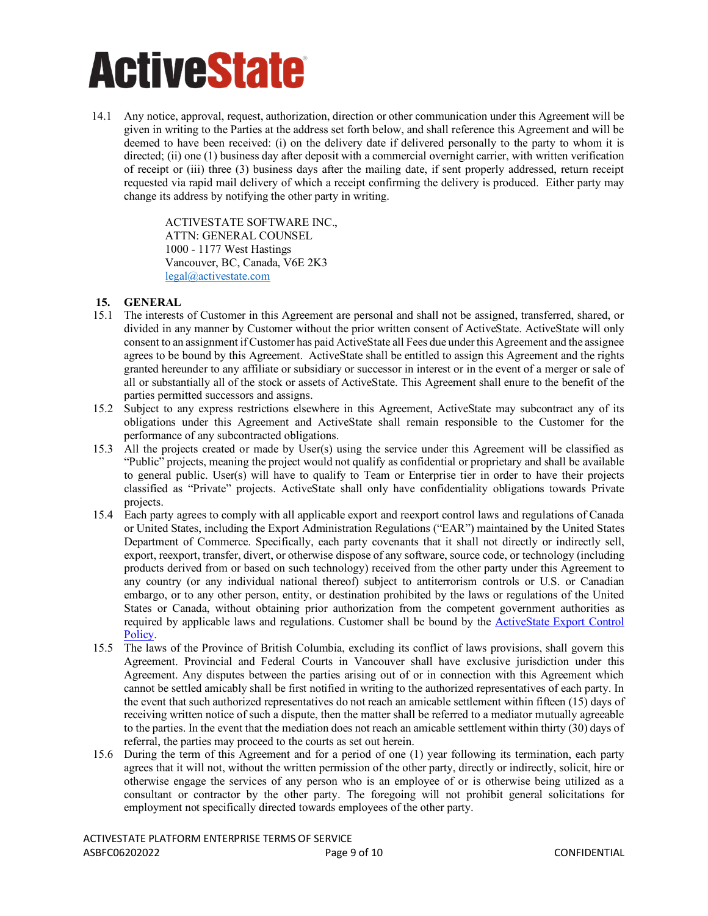14.1 Any notice, approval, request, authorization, direction or other communication under this Agreement will be given in writing to the Parties at the address set forth below, and shall reference this Agreement and will be deemed to have been received: (i) on the delivery date if delivered personally to the party to whom it is directed; (ii) one (1) business day after deposit with a commercial overnight carrier, with written verification of receipt or (iii) three (3) business days after the mailing date, if sent properly addressed, return receipt requested via rapid mail delivery of which a receipt confirming the delivery is produced. Either party may change its address by notifying the other party in writing.

> ACTIVESTATE SOFTWARE INC.,
> ATTN: GENERAL COUNSEL
> 1000 - 1177 West Hastings
> Vancouver, BC, Canada, V6E 2K3
> legal@activestate.com

## 15. GENERAL

15.1 The interests of Customer in this Agreement are personal and shall not be assigned, transferred, shared, or divided in any manner by Customer without the prior written consent of ActiveState. ActiveState will only consent to an assignment if Customer has paid ActiveState all Fees due under this Agreement and the assignee agrees to be bound by this Agreement. ActiveState shall be entitled to assign this Agreement and the rights granted hereunder to any affiliate or subsidiary or successor in interest or in the event of a merger or sale of all or substantially all of the stock or assets of ActiveState. This Agreement shall enure to the benefit of the parties permitted successors and assigns.

15.2 Subject to any express restrictions elsewhere in this Agreement, ActiveState may subcontract any of its obligations under this Agreement and ActiveState shall remain responsible to the Customer for the performance of any subcontracted obligations.

15.3 All the projects created or made by User(s) using the service under this Agreement will be classified as "Public" projects, meaning the project would not qualify as confidential or proprietary and shall be available to general public. User(s) will have to qualify to Team or Enterprise tier in order to have their projects classified as "Private" projects. ActiveState shall only have confidentiality obligations towards Private projects.

15.4 Each party agrees to comply with all applicable export and reexport control laws and regulations of Canada or United States, including the Export Administration Regulations ("EAR") maintained by the United States Department of Commerce. Specifically, each party covenants that it shall not directly or indirectly sell, export, reexport, transfer, divert, or otherwise dispose of any software, source code, or technology (including products derived from or based on such technology) received from the other party under this Agreement to any country (or any individual national thereof) subject to antiterrorism controls or U.S. or Canadian embargo, or to any other person, entity, or destination prohibited by the laws or regulations of the United States or Canada, without obtaining prior authorization from the competent government authorities as required by applicable laws and regulations. Customer shall be bound by the ActiveState Export Control Policy.

15.5 The laws of the Province of British Columbia, excluding its conflict of laws provisions, shall govern this Agreement. Provincial and Federal Courts in Vancouver shall have exclusive jurisdiction under this Agreement. Any disputes between the parties arising out of or in connection with this Agreement which cannot be settled amicably shall be first notified in writing to the authorized representatives of each party. In the event that such authorized representatives do not reach an amicable settlement within fifteen (15) days of receiving written notice of such a dispute, then the matter shall be referred to a mediator mutually agreeable to the parties. In the event that the mediation does not reach an amicable settlement within thirty (30) days of referral, the parties may proceed to the courts as set out herein.

15.6 During the term of this Agreement and for a period of one (1) year following its termination, each party agrees that it will not, without the written permission of the other party, directly or indirectly, solicit, hire or otherwise engage the services of any person who is an employee of or is otherwise being utilized as a consultant or contractor by the other party. The foregoing will not prohibit general solicitations for employment not specifically directed towards employees of the other party.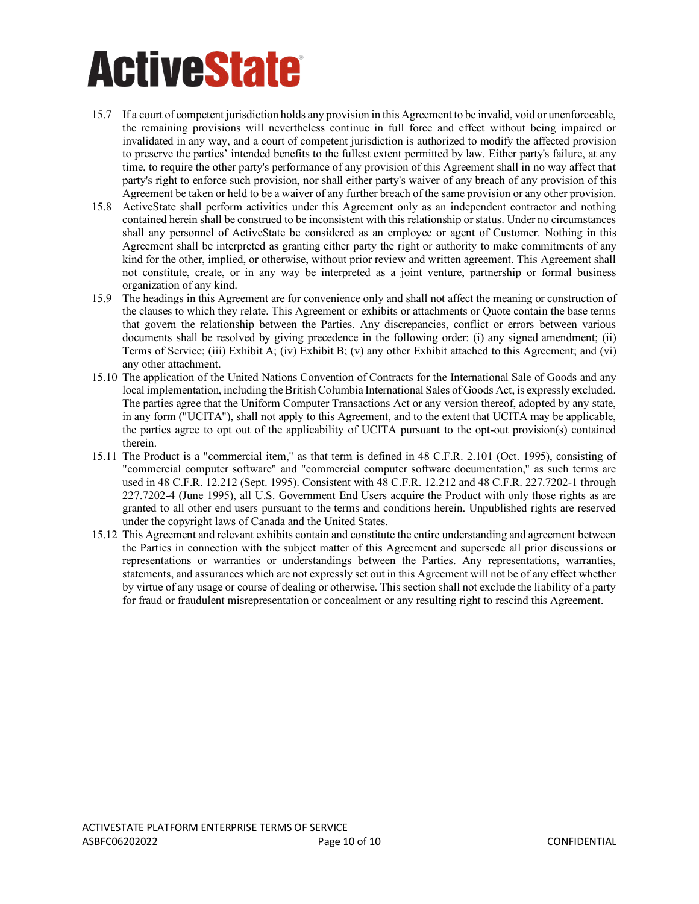15.7 If a court of competent jurisdiction holds any provision in this Agreement to be invalid, void or unenforceable, the remaining provisions will nevertheless continue in full force and effect without being impaired or invalidated in any way, and a court of competent jurisdiction is authorized to modify the affected provision to preserve the parties' intended benefits to the fullest extent permitted by law. Either party's failure, at any time, to require the other party's performance of any provision of this Agreement shall in no way affect that party's right to enforce such provision, nor shall either party's waiver of any breach of any provision of this Agreement be taken or held to be a waiver of any further breach of the same provision or any other provision.

15.8 ActiveState shall perform activities under this Agreement only as an independent contractor and nothing contained herein shall be construed to be inconsistent with this relationship or status. Under no circumstances shall any personnel of ActiveState be considered as an employee or agent of Customer. Nothing in this Agreement shall be interpreted as granting either party the right or authority to make commitments of any kind for the other, implied, or otherwise, without prior review and written agreement. This Agreement shall not constitute, create, or in any way be interpreted as a joint venture, partnership or formal business organization of any kind.

15.9 The headings in this Agreement are for convenience only and shall not affect the meaning or construction of the clauses to which they relate. This Agreement or exhibits or attachments or Quote contain the base terms that govern the relationship between the Parties. Any discrepancies, conflict or errors between various documents shall be resolved by giving precedence in the following order: (i) any signed amendment; (ii) Terms of Service; (iii) Exhibit A; (iv) Exhibit B; (v) any other Exhibit attached to this Agreement; and (vi) any other attachment.

15.10 The application of the United Nations Convention of Contracts for the International Sale of Goods and any local implementation, including the British Columbia International Sales of Goods Act, is expressly excluded. The parties agree that the Uniform Computer Transactions Act or any version thereof, adopted by any state, in any form ("UCITA"), shall not apply to this Agreement, and to the extent that UCITA may be applicable, the parties agree to opt out of the applicability of UCITA pursuant to the opt-out provision(s) contained therein.

15.11 The Product is a "commercial item," as that term is defined in 48 C.F.R. 2.101 (Oct. 1995), consisting of "commercial computer software" and "commercial computer software documentation," as such terms are used in 48 C.F.R. 12.212 (Sept. 1995). Consistent with 48 C.F.R. 12.212 and 48 C.F.R. 227.7202-1 through 227.7202-4 (June 1995), all U.S. Government End Users acquire the Product with only those rights as are granted to all other end users pursuant to the terms and conditions herein. Unpublished rights are reserved under the copyright laws of Canada and the United States.

15.12 This Agreement and relevant exhibits contain and constitute the entire understanding and agreement between the Parties in connection with the subject matter of this Agreement and supersede all prior discussions or representations or warranties or understandings between the Parties. Any representations, warranties, statements, and assurances which are not expressly set out in this Agreement will not be of any effect whether by virtue of any usage or course of dealing or otherwise. This section shall not exclude the liability of a party for fraud or fraudulent misrepresentation or concealment or any resulting right to rescind this Agreement.